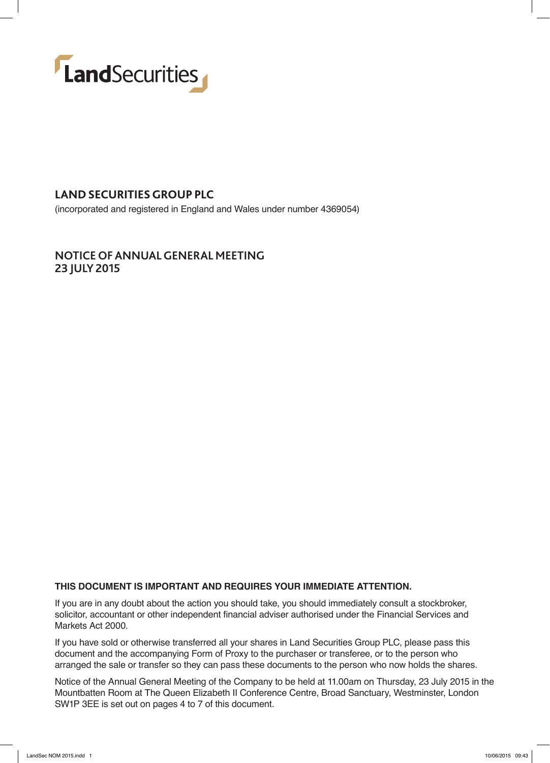LandSecurities

# LAND SECURITIES GROUP PLC

(incorporated and registered in England and Wales under number 4369054)

## NOTICE OF ANNUAL GENERAL MEETING
## 23 JULY 2015

**THIS DOCUMENT IS IMPORTANT AND REQUIRES YOUR IMMEDIATE ATTENTION.**

If you are in any doubt about the action you should take, you should immediately consult a stockbroker, solicitor, accountant or other independent financial adviser authorised under the Financial Services and Markets Act 2000.

If you have sold or otherwise transferred all your shares in Land Securities Group PLC, please pass this document and the accompanying Form of Proxy to the purchaser or transferee, or to the person who arranged the sale or transfer so they can pass these documents to the person who now holds the shares.

Notice of the Annual General Meeting of the Company to be held at 11.00am on Thursday, 23 July 2015 in the Mountbatten Room at The Queen Elizabeth II Conference Centre, Broad Sanctuary, Westminster, London SW1P 3EE is set out on pages 4 to 7 of this document.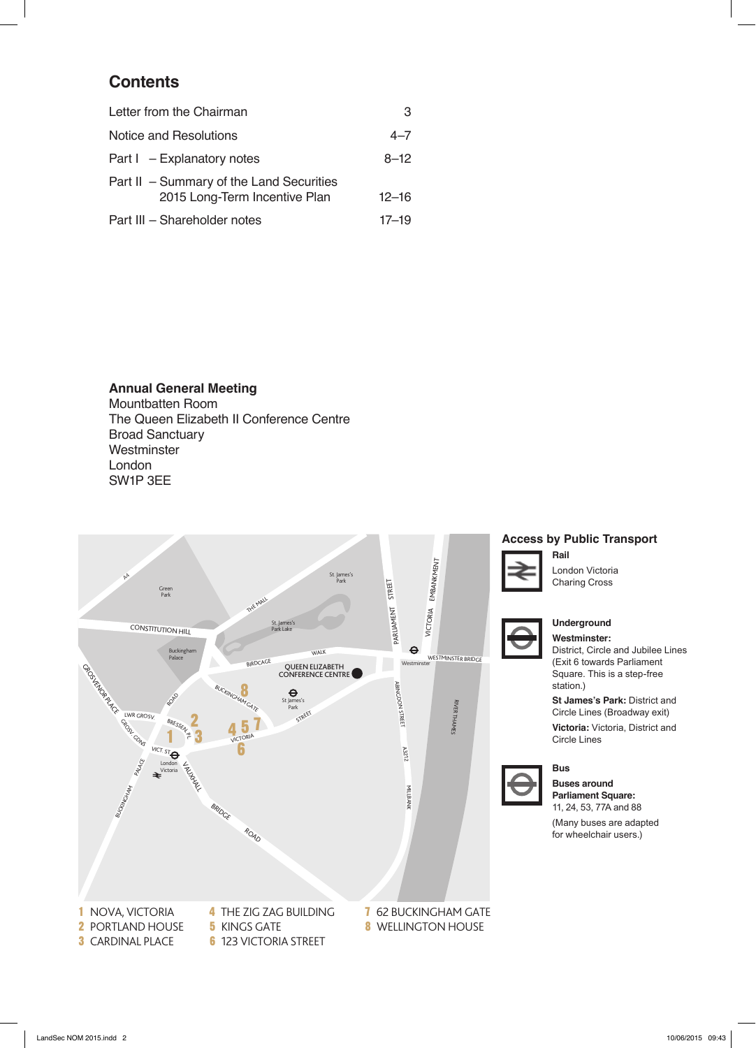## Contents

| | |
|---|---|
| Letter from the Chairman | 3 |
| Notice and Resolutions | 4–7 |
| Part I – Explanatory notes | 8–12 |
| Part II – Summary of the Land Securities 2015 Long-Term Incentive Plan | 12–16 |
| Part III – Shareholder notes | 17–19 |

**Annual General Meeting**
Mountbatten Room
The Queen Elizabeth II Conference Centre
Broad Sanctuary
Westminster
London
SW1P 3EE

1 NOVA, VICTORIA
2 PORTLAND HOUSE
3 CARDINAL PLACE
4 THE ZIG ZAG BUILDING
5 KINGS GATE
6 123 VICTORIA STREET
7 62 BUCKINGHAM GATE
8 WELLINGTON HOUSE

### Access by Public Transport

**Rail**
London Victoria
Charing Cross

**Underground**

**Westminster:** District, Circle and Jubilee Lines (Exit 6 towards Parliament Square. This is a step-free station.)

**St James's Park:** District and Circle Lines (Broadway exit)

**Victoria:** Victoria, District and Circle Lines

**Bus**

**Buses around Parliament Square:** 11, 24, 53, 77A and 88

(Many buses are adapted for wheelchair users.)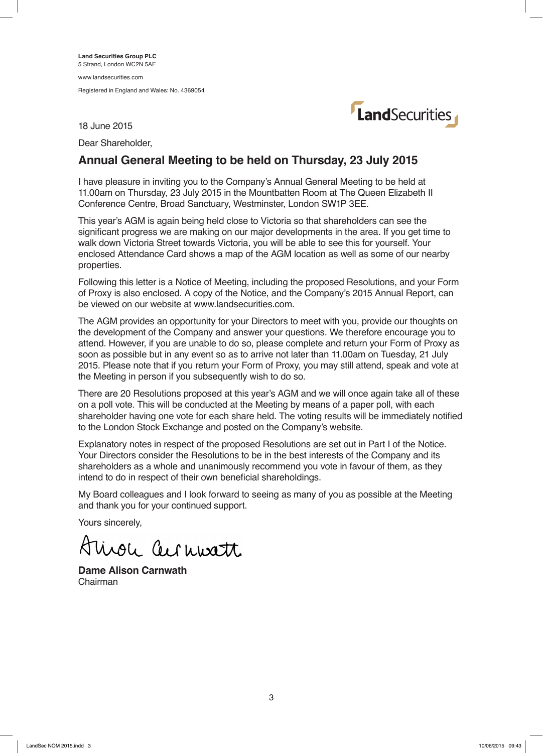**Land Securities Group PLC**
5 Strand, London WC2N 5AF

www.landsecurities.com

Registered in England and Wales: No. 4369054

LandSecurities

18 June 2015

Dear Shareholder,

## Annual General Meeting to be held on Thursday, 23 July 2015

I have pleasure in inviting you to the Company's Annual General Meeting to be held at 11.00am on Thursday, 23 July 2015 in the Mountbatten Room at The Queen Elizabeth II Conference Centre, Broad Sanctuary, Westminster, London SW1P 3EE.

This year's AGM is again being held close to Victoria so that shareholders can see the significant progress we are making on our major developments in the area. If you get time to walk down Victoria Street towards Victoria, you will be able to see this for yourself. Your enclosed Attendance Card shows a map of the AGM location as well as some of our nearby properties.

Following this letter is a Notice of Meeting, including the proposed Resolutions, and your Form of Proxy is also enclosed. A copy of the Notice, and the Company's 2015 Annual Report, can be viewed on our website at www.landsecurities.com.

The AGM provides an opportunity for your Directors to meet with you, provide our thoughts on the development of the Company and answer your questions. We therefore encourage you to attend. However, if you are unable to do so, please complete and return your Form of Proxy as soon as possible but in any event so as to arrive not later than 11.00am on Tuesday, 21 July 2015. Please note that if you return your Form of Proxy, you may still attend, speak and vote at the Meeting in person if you subsequently wish to do so.

There are 20 Resolutions proposed at this year's AGM and we will once again take all of these on a poll vote. This will be conducted at the Meeting by means of a paper poll, with each shareholder having one vote for each share held. The voting results will be immediately notified to the London Stock Exchange and posted on the Company's website.

Explanatory notes in respect of the proposed Resolutions are set out in Part I of the Notice. Your Directors consider the Resolutions to be in the best interests of the Company and its shareholders as a whole and unanimously recommend you vote in favour of them, as they intend to do in respect of their own beneficial shareholdings.

My Board colleagues and I look forward to seeing as many of you as possible at the Meeting and thank you for your continued support.

Yours sincerely,

Alison Carnwath

**Dame Alison Carnwath**
Chairman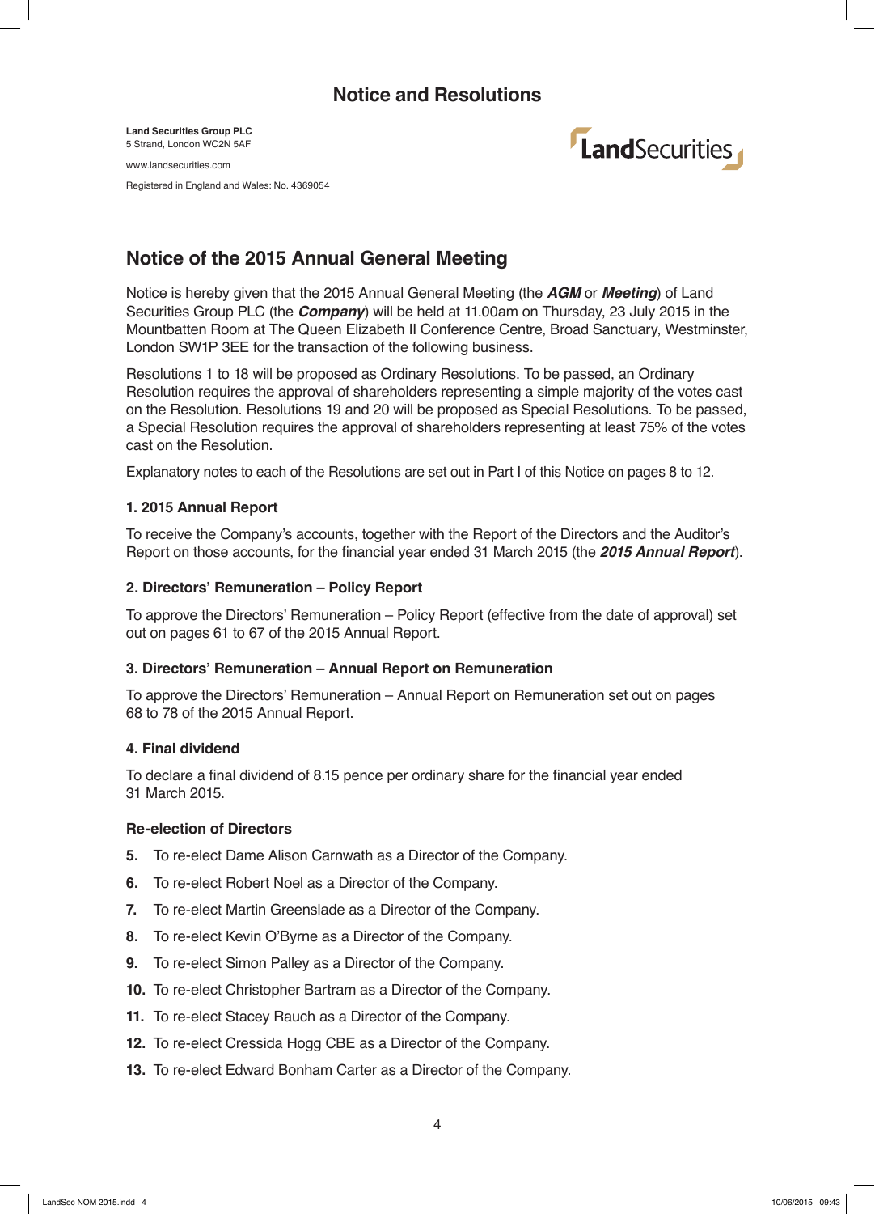# Notice and Resolutions

**Land Securities Group PLC**
5 Strand, London WC2N 5AF

www.landsecurities.com

Registered in England and Wales: No. 4369054

LandSecurities

## Notice of the 2015 Annual General Meeting

Notice is hereby given that the 2015 Annual General Meeting (the ***AGM*** or ***Meeting***) of Land Securities Group PLC (the ***Company***) will be held at 11.00am on Thursday, 23 July 2015 in the Mountbatten Room at The Queen Elizabeth II Conference Centre, Broad Sanctuary, Westminster, London SW1P 3EE for the transaction of the following business.

Resolutions 1 to 18 will be proposed as Ordinary Resolutions. To be passed, an Ordinary Resolution requires the approval of shareholders representing a simple majority of the votes cast on the Resolution. Resolutions 19 and 20 will be proposed as Special Resolutions. To be passed, a Special Resolution requires the approval of shareholders representing at least 75% of the votes cast on the Resolution.

Explanatory notes to each of the Resolutions are set out in Part I of this Notice on pages 8 to 12.

### 1. 2015 Annual Report

To receive the Company's accounts, together with the Report of the Directors and the Auditor's Report on those accounts, for the financial year ended 31 March 2015 (the ***2015 Annual Report***).

### 2. Directors' Remuneration – Policy Report

To approve the Directors' Remuneration – Policy Report (effective from the date of approval) set out on pages 61 to 67 of the 2015 Annual Report.

### 3. Directors' Remuneration – Annual Report on Remuneration

To approve the Directors' Remuneration – Annual Report on Remuneration set out on pages 68 to 78 of the 2015 Annual Report.

### 4. Final dividend

To declare a final dividend of 8.15 pence per ordinary share for the financial year ended 31 March 2015.

### Re-election of Directors

**5.** To re-elect Dame Alison Carnwath as a Director of the Company.

**6.** To re-elect Robert Noel as a Director of the Company.

**7.** To re-elect Martin Greenslade as a Director of the Company.

**8.** To re-elect Kevin O'Byrne as a Director of the Company.

**9.** To re-elect Simon Palley as a Director of the Company.

**10.** To re-elect Christopher Bartram as a Director of the Company.

**11.** To re-elect Stacey Rauch as a Director of the Company.

**12.** To re-elect Cressida Hogg CBE as a Director of the Company.

**13.** To re-elect Edward Bonham Carter as a Director of the Company.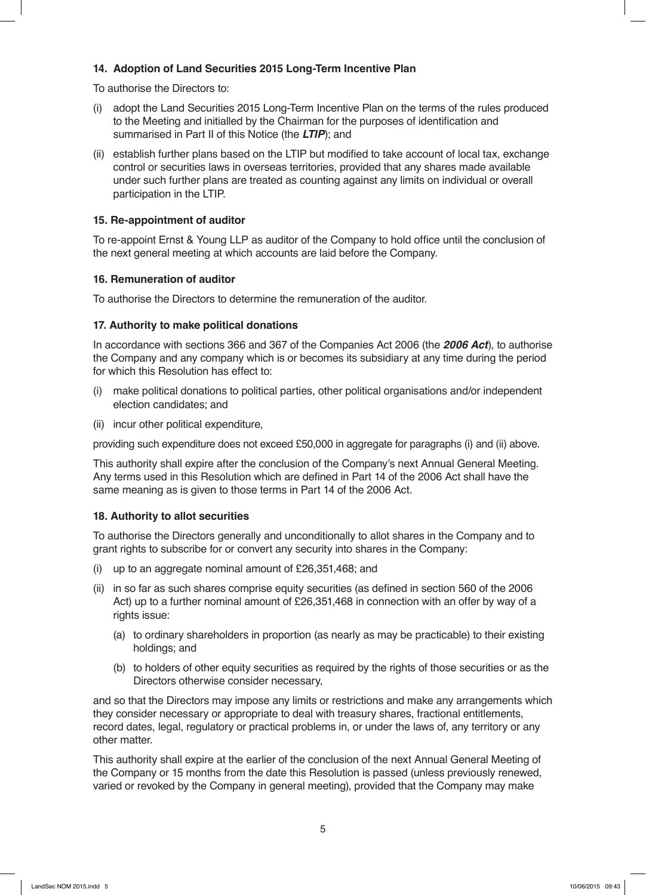### 14. Adoption of Land Securities 2015 Long-Term Incentive Plan

To authorise the Directors to:

(i) adopt the Land Securities 2015 Long-Term Incentive Plan on the terms of the rules produced to the Meeting and initialled by the Chairman for the purposes of identification and summarised in Part II of this Notice (the ***LTIP***); and

(ii) establish further plans based on the LTIP but modified to take account of local tax, exchange control or securities laws in overseas territories, provided that any shares made available under such further plans are treated as counting against any limits on individual or overall participation in the LTIP.

### 15. Re-appointment of auditor

To re-appoint Ernst & Young LLP as auditor of the Company to hold office until the conclusion of the next general meeting at which accounts are laid before the Company.

### 16. Remuneration of auditor

To authorise the Directors to determine the remuneration of the auditor.

### 17. Authority to make political donations

In accordance with sections 366 and 367 of the Companies Act 2006 (the ***2006 Act***), to authorise the Company and any company which is or becomes its subsidiary at any time during the period for which this Resolution has effect to:

(i) make political donations to political parties, other political organisations and/or independent election candidates; and

(ii) incur other political expenditure,

providing such expenditure does not exceed £50,000 in aggregate for paragraphs (i) and (ii) above.

This authority shall expire after the conclusion of the Company's next Annual General Meeting. Any terms used in this Resolution which are defined in Part 14 of the 2006 Act shall have the same meaning as is given to those terms in Part 14 of the 2006 Act.

### 18. Authority to allot securities

To authorise the Directors generally and unconditionally to allot shares in the Company and to grant rights to subscribe for or convert any security into shares in the Company:

(i) up to an aggregate nominal amount of £26,351,468; and

(ii) in so far as such shares comprise equity securities (as defined in section 560 of the 2006 Act) up to a further nominal amount of £26,351,468 in connection with an offer by way of a rights issue:

   (a) to ordinary shareholders in proportion (as nearly as may be practicable) to their existing holdings; and

   (b) to holders of other equity securities as required by the rights of those securities or as the Directors otherwise consider necessary,

and so that the Directors may impose any limits or restrictions and make any arrangements which they consider necessary or appropriate to deal with treasury shares, fractional entitlements, record dates, legal, regulatory or practical problems in, or under the laws of, any territory or any other matter.

This authority shall expire at the earlier of the conclusion of the next Annual General Meeting of the Company or 15 months from the date this Resolution is passed (unless previously renewed, varied or revoked by the Company in general meeting), provided that the Company may make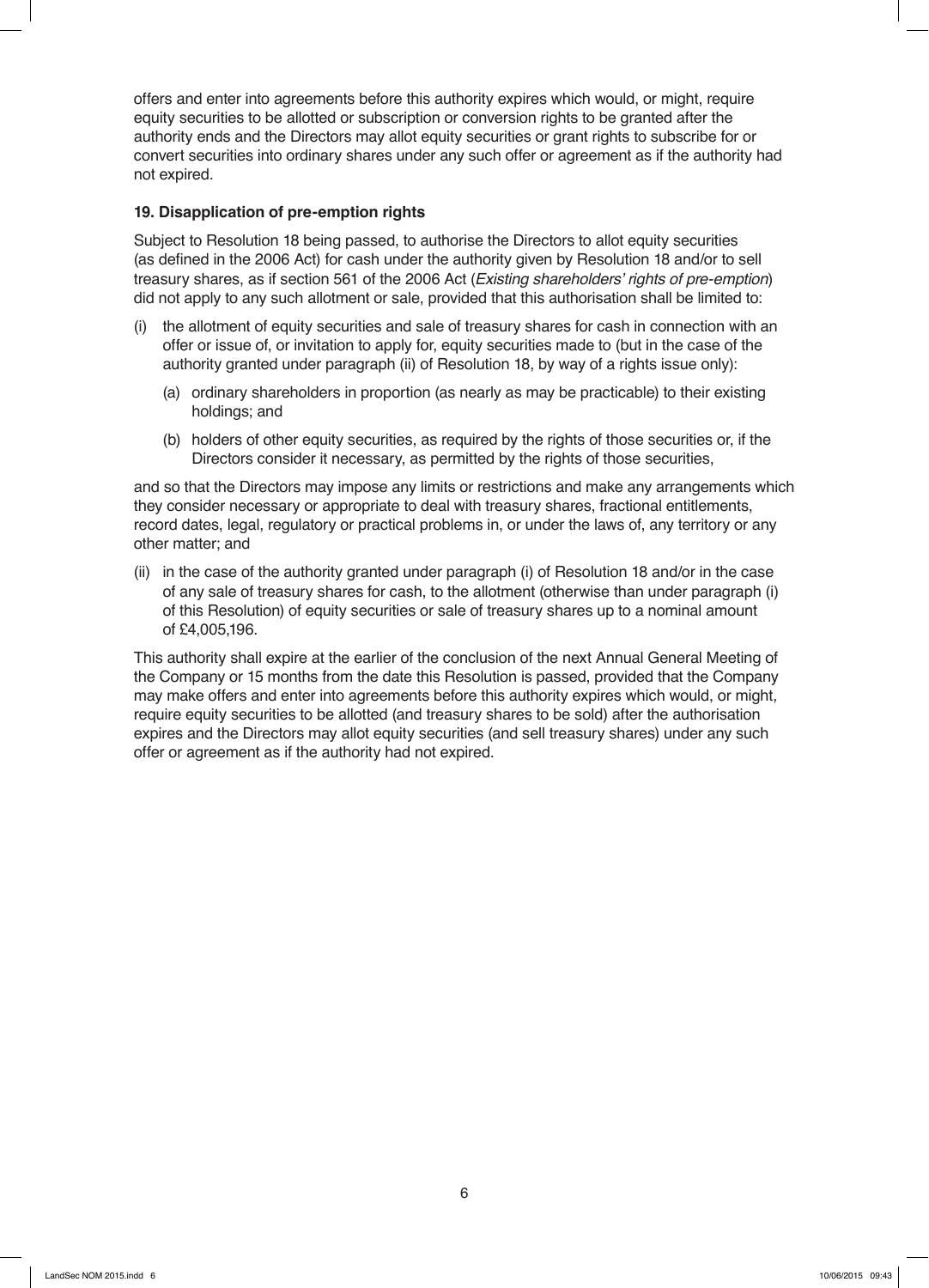offers and enter into agreements before this authority expires which would, or might, require equity securities to be allotted or subscription or conversion rights to be granted after the authority ends and the Directors may allot equity securities or grant rights to subscribe for or convert securities into ordinary shares under any such offer or agreement as if the authority had not expired.

**19. Disapplication of pre-emption rights**

Subject to Resolution 18 being passed, to authorise the Directors to allot equity securities (as defined in the 2006 Act) for cash under the authority given by Resolution 18 and/or to sell treasury shares, as if section 561 of the 2006 Act (*Existing shareholders' rights of pre-emption*) did not apply to any such allotment or sale, provided that this authorisation shall be limited to:

(i) the allotment of equity securities and sale of treasury shares for cash in connection with an offer or issue of, or invitation to apply for, equity securities made to (but in the case of the authority granted under paragraph (ii) of Resolution 18, by way of a rights issue only):

  (a) ordinary shareholders in proportion (as nearly as may be practicable) to their existing holdings; and

  (b) holders of other equity securities, as required by the rights of those securities or, if the Directors consider it necessary, as permitted by the rights of those securities,

and so that the Directors may impose any limits or restrictions and make any arrangements which they consider necessary or appropriate to deal with treasury shares, fractional entitlements, record dates, legal, regulatory or practical problems in, or under the laws of, any territory or any other matter; and

(ii) in the case of the authority granted under paragraph (i) of Resolution 18 and/or in the case of any sale of treasury shares for cash, to the allotment (otherwise than under paragraph (i) of this Resolution) of equity securities or sale of treasury shares up to a nominal amount of £4,005,196.

This authority shall expire at the earlier of the conclusion of the next Annual General Meeting of the Company or 15 months from the date this Resolution is passed, provided that the Company may make offers and enter into agreements before this authority expires which would, or might, require equity securities to be allotted (and treasury shares to be sold) after the authorisation expires and the Directors may allot equity securities (and sell treasury shares) under any such offer or agreement as if the authority had not expired.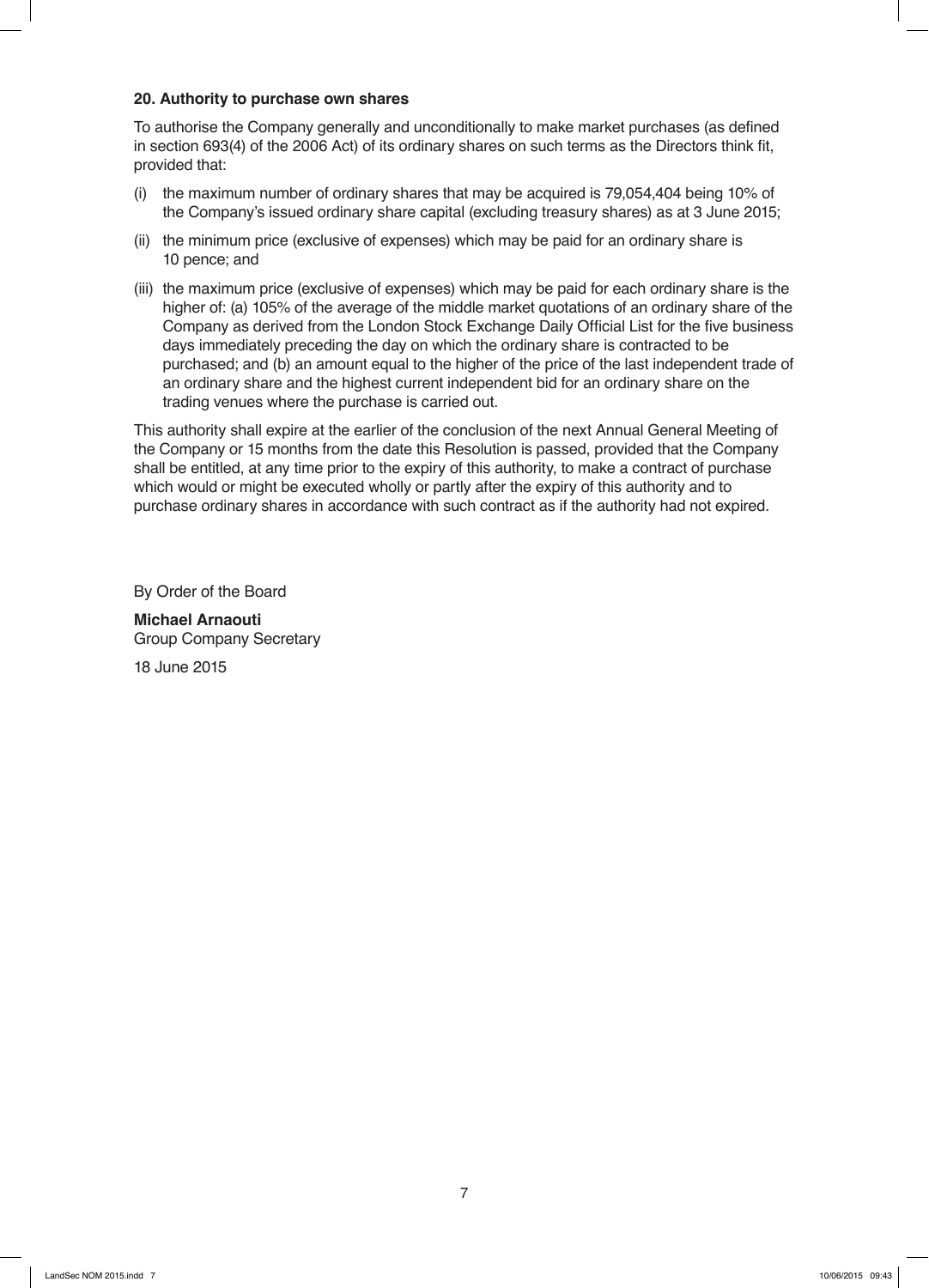**20. Authority to purchase own shares**

To authorise the Company generally and unconditionally to make market purchases (as defined in section 693(4) of the 2006 Act) of its ordinary shares on such terms as the Directors think fit, provided that:

(i) the maximum number of ordinary shares that may be acquired is 79,054,404 being 10% of the Company's issued ordinary share capital (excluding treasury shares) as at 3 June 2015;

(ii) the minimum price (exclusive of expenses) which may be paid for an ordinary share is 10 pence; and

(iii) the maximum price (exclusive of expenses) which may be paid for each ordinary share is the higher of: (a) 105% of the average of the middle market quotations of an ordinary share of the Company as derived from the London Stock Exchange Daily Official List for the five business days immediately preceding the day on which the ordinary share is contracted to be purchased; and (b) an amount equal to the higher of the price of the last independent trade of an ordinary share and the highest current independent bid for an ordinary share on the trading venues where the purchase is carried out.

This authority shall expire at the earlier of the conclusion of the next Annual General Meeting of the Company or 15 months from the date this Resolution is passed, provided that the Company shall be entitled, at any time prior to the expiry of this authority, to make a contract of purchase which would or might be executed wholly or partly after the expiry of this authority and to purchase ordinary shares in accordance with such contract as if the authority had not expired.

By Order of the Board

**Michael Arnaouti**
Group Company Secretary

18 June 2015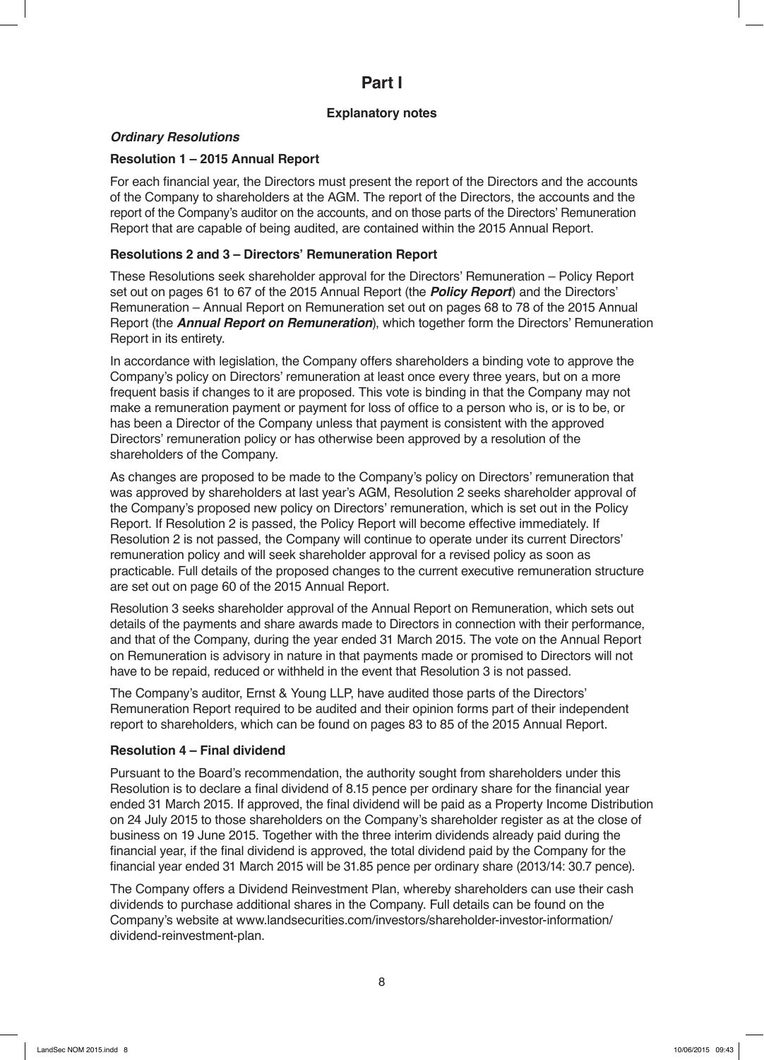# Part I

## Explanatory notes

***Ordinary Resolutions***

**Resolution 1 – 2015 Annual Report**

For each financial year, the Directors must present the report of the Directors and the accounts of the Company to shareholders at the AGM. The report of the Directors, the accounts and the report of the Company's auditor on the accounts, and on those parts of the Directors' Remuneration Report that are capable of being audited, are contained within the 2015 Annual Report.

**Resolutions 2 and 3 – Directors' Remuneration Report**

These Resolutions seek shareholder approval for the Directors' Remuneration – Policy Report set out on pages 61 to 67 of the 2015 Annual Report (the ***Policy Report***) and the Directors' Remuneration – Annual Report on Remuneration set out on pages 68 to 78 of the 2015 Annual Report (the ***Annual Report on Remuneration***), which together form the Directors' Remuneration Report in its entirety.

In accordance with legislation, the Company offers shareholders a binding vote to approve the Company's policy on Directors' remuneration at least once every three years, but on a more frequent basis if changes to it are proposed. This vote is binding in that the Company may not make a remuneration payment or payment for loss of office to a person who is, or is to be, or has been a Director of the Company unless that payment is consistent with the approved Directors' remuneration policy or has otherwise been approved by a resolution of the shareholders of the Company.

As changes are proposed to be made to the Company's policy on Directors' remuneration that was approved by shareholders at last year's AGM, Resolution 2 seeks shareholder approval of the Company's proposed new policy on Directors' remuneration, which is set out in the Policy Report. If Resolution 2 is passed, the Policy Report will become effective immediately. If Resolution 2 is not passed, the Company will continue to operate under its current Directors' remuneration policy and will seek shareholder approval for a revised policy as soon as practicable. Full details of the proposed changes to the current executive remuneration structure are set out on page 60 of the 2015 Annual Report.

Resolution 3 seeks shareholder approval of the Annual Report on Remuneration, which sets out details of the payments and share awards made to Directors in connection with their performance, and that of the Company, during the year ended 31 March 2015. The vote on the Annual Report on Remuneration is advisory in nature in that payments made or promised to Directors will not have to be repaid, reduced or withheld in the event that Resolution 3 is not passed.

The Company's auditor, Ernst & Young LLP, have audited those parts of the Directors' Remuneration Report required to be audited and their opinion forms part of their independent report to shareholders, which can be found on pages 83 to 85 of the 2015 Annual Report.

**Resolution 4 – Final dividend**

Pursuant to the Board's recommendation, the authority sought from shareholders under this Resolution is to declare a final dividend of 8.15 pence per ordinary share for the financial year ended 31 March 2015. If approved, the final dividend will be paid as a Property Income Distribution on 24 July 2015 to those shareholders on the Company's shareholder register as at the close of business on 19 June 2015. Together with the three interim dividends already paid during the financial year, if the final dividend is approved, the total dividend paid by the Company for the financial year ended 31 March 2015 will be 31.85 pence per ordinary share (2013/14: 30.7 pence).

The Company offers a Dividend Reinvestment Plan, whereby shareholders can use their cash dividends to purchase additional shares in the Company. Full details can be found on the Company's website at www.landsecurities.com/investors/shareholder-investor-information/dividend-reinvestment-plan.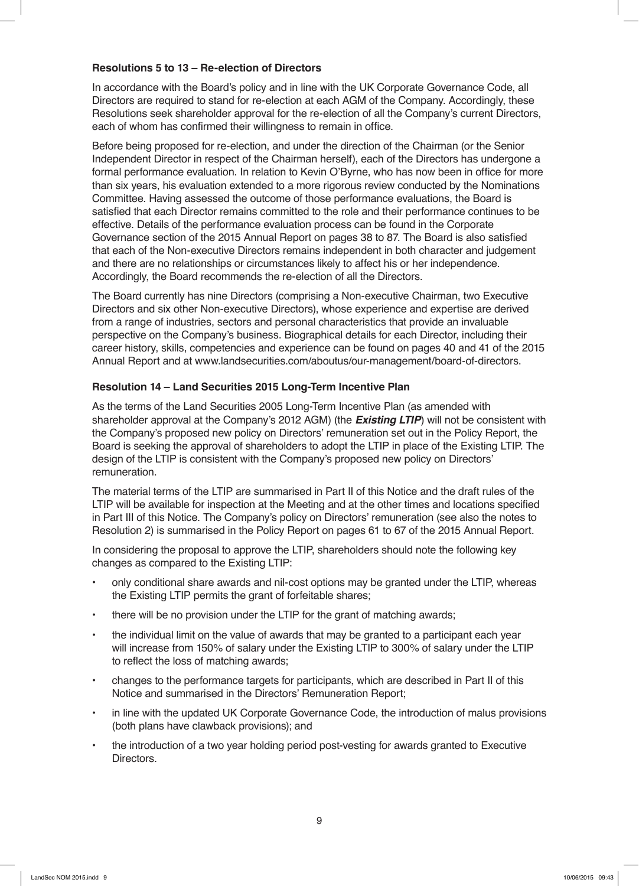**Resolutions 5 to 13 – Re-election of Directors**

In accordance with the Board's policy and in line with the UK Corporate Governance Code, all Directors are required to stand for re-election at each AGM of the Company. Accordingly, these Resolutions seek shareholder approval for the re-election of all the Company's current Directors, each of whom has confirmed their willingness to remain in office.

Before being proposed for re-election, and under the direction of the Chairman (or the Senior Independent Director in respect of the Chairman herself), each of the Directors has undergone a formal performance evaluation. In relation to Kevin O'Byrne, who has now been in office for more than six years, his evaluation extended to a more rigorous review conducted by the Nominations Committee. Having assessed the outcome of those performance evaluations, the Board is satisfied that each Director remains committed to the role and their performance continues to be effective. Details of the performance evaluation process can be found in the Corporate Governance section of the 2015 Annual Report on pages 38 to 87. The Board is also satisfied that each of the Non-executive Directors remains independent in both character and judgement and there are no relationships or circumstances likely to affect his or her independence. Accordingly, the Board recommends the re-election of all the Directors.

The Board currently has nine Directors (comprising a Non-executive Chairman, two Executive Directors and six other Non-executive Directors), whose experience and expertise are derived from a range of industries, sectors and personal characteristics that provide an invaluable perspective on the Company's business. Biographical details for each Director, including their career history, skills, competencies and experience can be found on pages 40 and 41 of the 2015 Annual Report and at www.landsecurities.com/aboutus/our-management/board-of-directors.

**Resolution 14 – Land Securities 2015 Long-Term Incentive Plan**

As the terms of the Land Securities 2005 Long-Term Incentive Plan (as amended with shareholder approval at the Company's 2012 AGM) (the ***Existing LTIP***) will not be consistent with the Company's proposed new policy on Directors' remuneration set out in the Policy Report, the Board is seeking the approval of shareholders to adopt the LTIP in place of the Existing LTIP. The design of the LTIP is consistent with the Company's proposed new policy on Directors' remuneration.

The material terms of the LTIP are summarised in Part II of this Notice and the draft rules of the LTIP will be available for inspection at the Meeting and at the other times and locations specified in Part III of this Notice. The Company's policy on Directors' remuneration (see also the notes to Resolution 2) is summarised in the Policy Report on pages 61 to 67 of the 2015 Annual Report.

In considering the proposal to approve the LTIP, shareholders should note the following key changes as compared to the Existing LTIP:

- only conditional share awards and nil-cost options may be granted under the LTIP, whereas the Existing LTIP permits the grant of forfeitable shares;
- there will be no provision under the LTIP for the grant of matching awards;
- the individual limit on the value of awards that may be granted to a participant each year will increase from 150% of salary under the Existing LTIP to 300% of salary under the LTIP to reflect the loss of matching awards;
- changes to the performance targets for participants, which are described in Part II of this Notice and summarised in the Directors' Remuneration Report;
- in line with the updated UK Corporate Governance Code, the introduction of malus provisions (both plans have clawback provisions); and
- the introduction of a two year holding period post-vesting for awards granted to Executive Directors.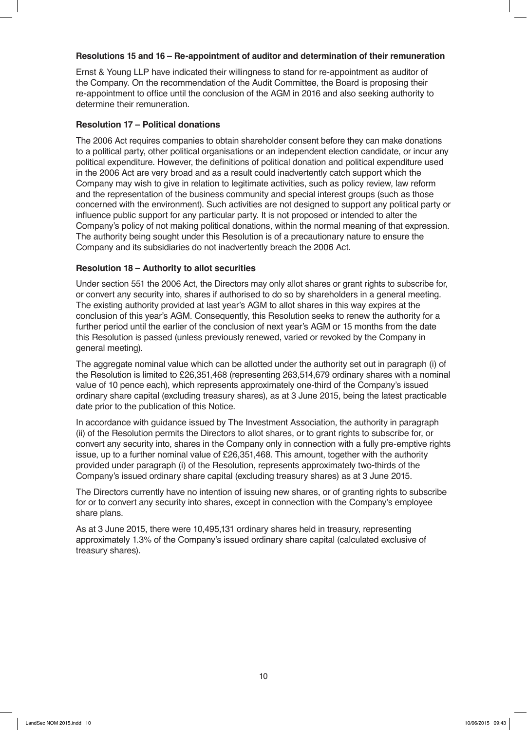### Resolutions 15 and 16 – Re-appointment of auditor and determination of their remuneration

Ernst & Young LLP have indicated their willingness to stand for re-appointment as auditor of the Company. On the recommendation of the Audit Committee, the Board is proposing their re-appointment to office until the conclusion of the AGM in 2016 and also seeking authority to determine their remuneration.

### Resolution 17 – Political donations

The 2006 Act requires companies to obtain shareholder consent before they can make donations to a political party, other political organisations or an independent election candidate, or incur any political expenditure. However, the definitions of political donation and political expenditure used in the 2006 Act are very broad and as a result could inadvertently catch support which the Company may wish to give in relation to legitimate activities, such as policy review, law reform and the representation of the business community and special interest groups (such as those concerned with the environment). Such activities are not designed to support any political party or influence public support for any particular party. It is not proposed or intended to alter the Company's policy of not making political donations, within the normal meaning of that expression. The authority being sought under this Resolution is of a precautionary nature to ensure the Company and its subsidiaries do not inadvertently breach the 2006 Act.

### Resolution 18 – Authority to allot securities

Under section 551 the 2006 Act, the Directors may only allot shares or grant rights to subscribe for, or convert any security into, shares if authorised to do so by shareholders in a general meeting. The existing authority provided at last year's AGM to allot shares in this way expires at the conclusion of this year's AGM. Consequently, this Resolution seeks to renew the authority for a further period until the earlier of the conclusion of next year's AGM or 15 months from the date this Resolution is passed (unless previously renewed, varied or revoked by the Company in general meeting).

The aggregate nominal value which can be allotted under the authority set out in paragraph (i) of the Resolution is limited to £26,351,468 (representing 263,514,679 ordinary shares with a nominal value of 10 pence each), which represents approximately one-third of the Company's issued ordinary share capital (excluding treasury shares), as at 3 June 2015, being the latest practicable date prior to the publication of this Notice.

In accordance with guidance issued by The Investment Association, the authority in paragraph (ii) of the Resolution permits the Directors to allot shares, or to grant rights to subscribe for, or convert any security into, shares in the Company only in connection with a fully pre-emptive rights issue, up to a further nominal value of £26,351,468. This amount, together with the authority provided under paragraph (i) of the Resolution, represents approximately two-thirds of the Company's issued ordinary share capital (excluding treasury shares) as at 3 June 2015.

The Directors currently have no intention of issuing new shares, or of granting rights to subscribe for or to convert any security into shares, except in connection with the Company's employee share plans.

As at 3 June 2015, there were 10,495,131 ordinary shares held in treasury, representing approximately 1.3% of the Company's issued ordinary share capital (calculated exclusive of treasury shares).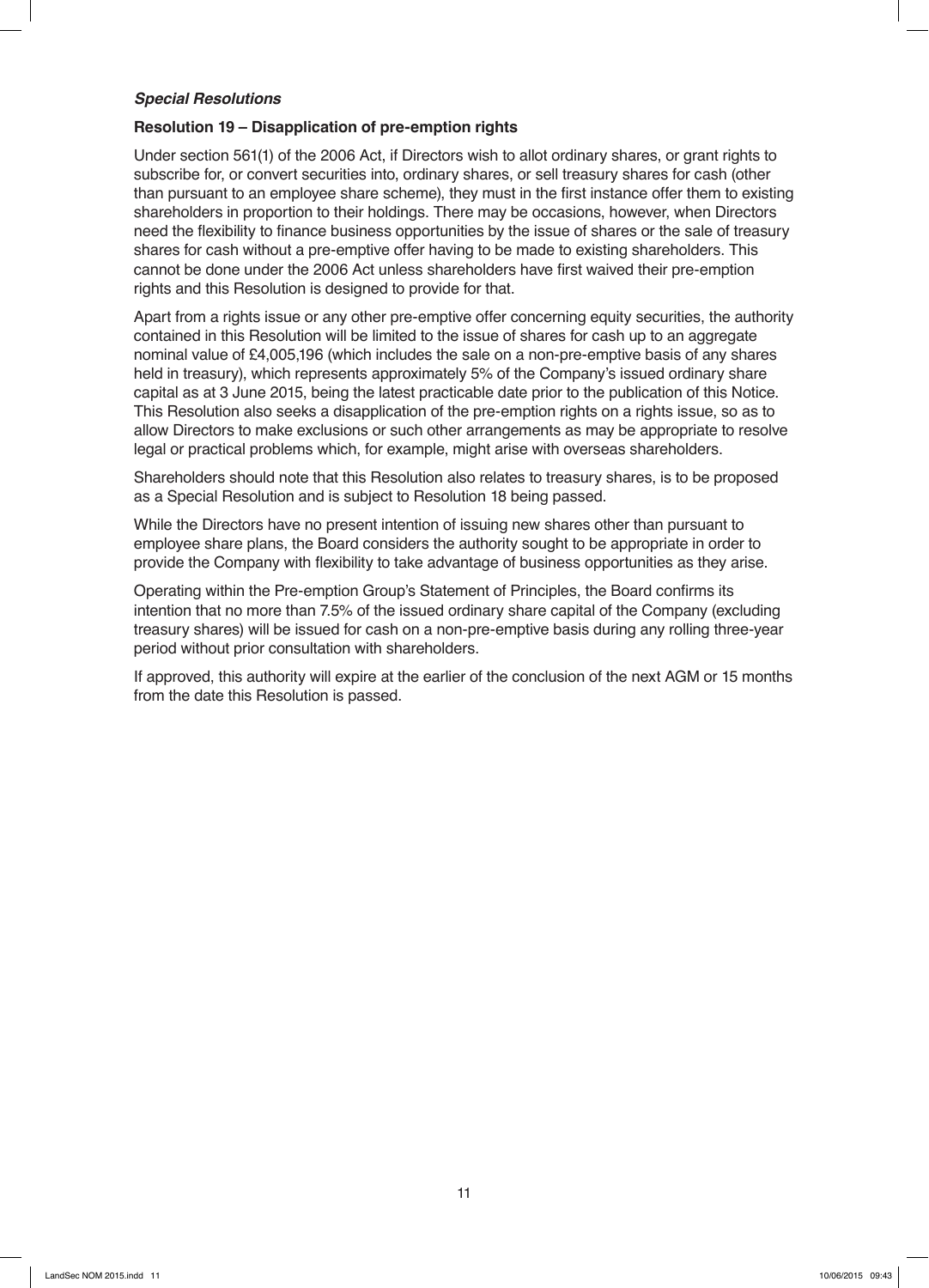***Special Resolutions***

**Resolution 19 – Disapplication of pre-emption rights**

Under section 561(1) of the 2006 Act, if Directors wish to allot ordinary shares, or grant rights to subscribe for, or convert securities into, ordinary shares, or sell treasury shares for cash (other than pursuant to an employee share scheme), they must in the first instance offer them to existing shareholders in proportion to their holdings. There may be occasions, however, when Directors need the flexibility to finance business opportunities by the issue of shares or the sale of treasury shares for cash without a pre-emptive offer having to be made to existing shareholders. This cannot be done under the 2006 Act unless shareholders have first waived their pre-emption rights and this Resolution is designed to provide for that.

Apart from a rights issue or any other pre-emptive offer concerning equity securities, the authority contained in this Resolution will be limited to the issue of shares for cash up to an aggregate nominal value of £4,005,196 (which includes the sale on a non-pre-emptive basis of any shares held in treasury), which represents approximately 5% of the Company's issued ordinary share capital as at 3 June 2015, being the latest practicable date prior to the publication of this Notice. This Resolution also seeks a disapplication of the pre-emption rights on a rights issue, so as to allow Directors to make exclusions or such other arrangements as may be appropriate to resolve legal or practical problems which, for example, might arise with overseas shareholders.

Shareholders should note that this Resolution also relates to treasury shares, is to be proposed as a Special Resolution and is subject to Resolution 18 being passed.

While the Directors have no present intention of issuing new shares other than pursuant to employee share plans, the Board considers the authority sought to be appropriate in order to provide the Company with flexibility to take advantage of business opportunities as they arise.

Operating within the Pre-emption Group's Statement of Principles, the Board confirms its intention that no more than 7.5% of the issued ordinary share capital of the Company (excluding treasury shares) will be issued for cash on a non-pre-emptive basis during any rolling three-year period without prior consultation with shareholders.

If approved, this authority will expire at the earlier of the conclusion of the next AGM or 15 months from the date this Resolution is passed.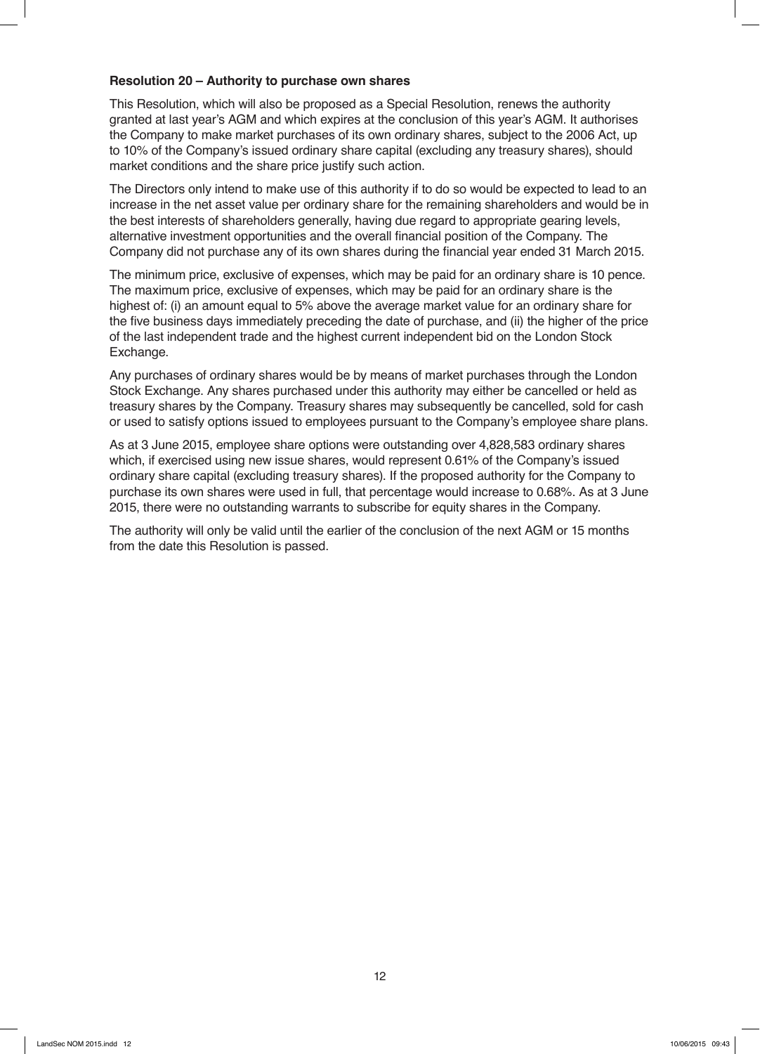**Resolution 20 – Authority to purchase own shares**

This Resolution, which will also be proposed as a Special Resolution, renews the authority granted at last year's AGM and which expires at the conclusion of this year's AGM. It authorises the Company to make market purchases of its own ordinary shares, subject to the 2006 Act, up to 10% of the Company's issued ordinary share capital (excluding any treasury shares), should market conditions and the share price justify such action.

The Directors only intend to make use of this authority if to do so would be expected to lead to an increase in the net asset value per ordinary share for the remaining shareholders and would be in the best interests of shareholders generally, having due regard to appropriate gearing levels, alternative investment opportunities and the overall financial position of the Company. The Company did not purchase any of its own shares during the financial year ended 31 March 2015.

The minimum price, exclusive of expenses, which may be paid for an ordinary share is 10 pence. The maximum price, exclusive of expenses, which may be paid for an ordinary share is the highest of: (i) an amount equal to 5% above the average market value for an ordinary share for the five business days immediately preceding the date of purchase, and (ii) the higher of the price of the last independent trade and the highest current independent bid on the London Stock Exchange.

Any purchases of ordinary shares would be by means of market purchases through the London Stock Exchange. Any shares purchased under this authority may either be cancelled or held as treasury shares by the Company. Treasury shares may subsequently be cancelled, sold for cash or used to satisfy options issued to employees pursuant to the Company's employee share plans.

As at 3 June 2015, employee share options were outstanding over 4,828,583 ordinary shares which, if exercised using new issue shares, would represent 0.61% of the Company's issued ordinary share capital (excluding treasury shares). If the proposed authority for the Company to purchase its own shares were used in full, that percentage would increase to 0.68%. As at 3 June 2015, there were no outstanding warrants to subscribe for equity shares in the Company.

The authority will only be valid until the earlier of the conclusion of the next AGM or 15 months from the date this Resolution is passed.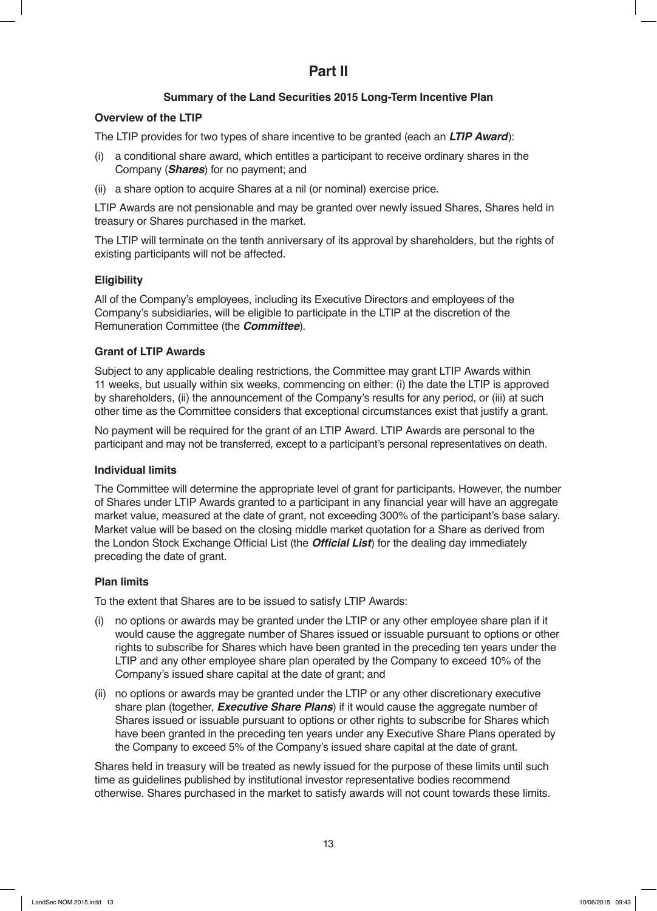# Part II

## Summary of the Land Securities 2015 Long-Term Incentive Plan

### Overview of the LTIP

The LTIP provides for two types of share incentive to be granted (each an ***LTIP Award***):

(i) a conditional share award, which entitles a participant to receive ordinary shares in the Company (***Shares***) for no payment; and

(ii) a share option to acquire Shares at a nil (or nominal) exercise price.

LTIP Awards are not pensionable and may be granted over newly issued Shares, Shares held in treasury or Shares purchased in the market.

The LTIP will terminate on the tenth anniversary of its approval by shareholders, but the rights of existing participants will not be affected.

### Eligibility

All of the Company's employees, including its Executive Directors and employees of the Company's subsidiaries, will be eligible to participate in the LTIP at the discretion of the Remuneration Committee (the ***Committee***).

### Grant of LTIP Awards

Subject to any applicable dealing restrictions, the Committee may grant LTIP Awards within 11 weeks, but usually within six weeks, commencing on either: (i) the date the LTIP is approved by shareholders, (ii) the announcement of the Company's results for any period, or (iii) at such other time as the Committee considers that exceptional circumstances exist that justify a grant.

No payment will be required for the grant of an LTIP Award. LTIP Awards are personal to the participant and may not be transferred, except to a participant's personal representatives on death.

### Individual limits

The Committee will determine the appropriate level of grant for participants. However, the number of Shares under LTIP Awards granted to a participant in any financial year will have an aggregate market value, measured at the date of grant, not exceeding 300% of the participant's base salary. Market value will be based on the closing middle market quotation for a Share as derived from the London Stock Exchange Official List (the ***Official List***) for the dealing day immediately preceding the date of grant.

### Plan limits

To the extent that Shares are to be issued to satisfy LTIP Awards:

(i) no options or awards may be granted under the LTIP or any other employee share plan if it would cause the aggregate number of Shares issued or issuable pursuant to options or other rights to subscribe for Shares which have been granted in the preceding ten years under the LTIP and any other employee share plan operated by the Company to exceed 10% of the Company's issued share capital at the date of grant; and

(ii) no options or awards may be granted under the LTIP or any other discretionary executive share plan (together, ***Executive Share Plans***) if it would cause the aggregate number of Shares issued or issuable pursuant to options or other rights to subscribe for Shares which have been granted in the preceding ten years under any Executive Share Plans operated by the Company to exceed 5% of the Company's issued share capital at the date of grant.

Shares held in treasury will be treated as newly issued for the purpose of these limits until such time as guidelines published by institutional investor representative bodies recommend otherwise. Shares purchased in the market to satisfy awards will not count towards these limits.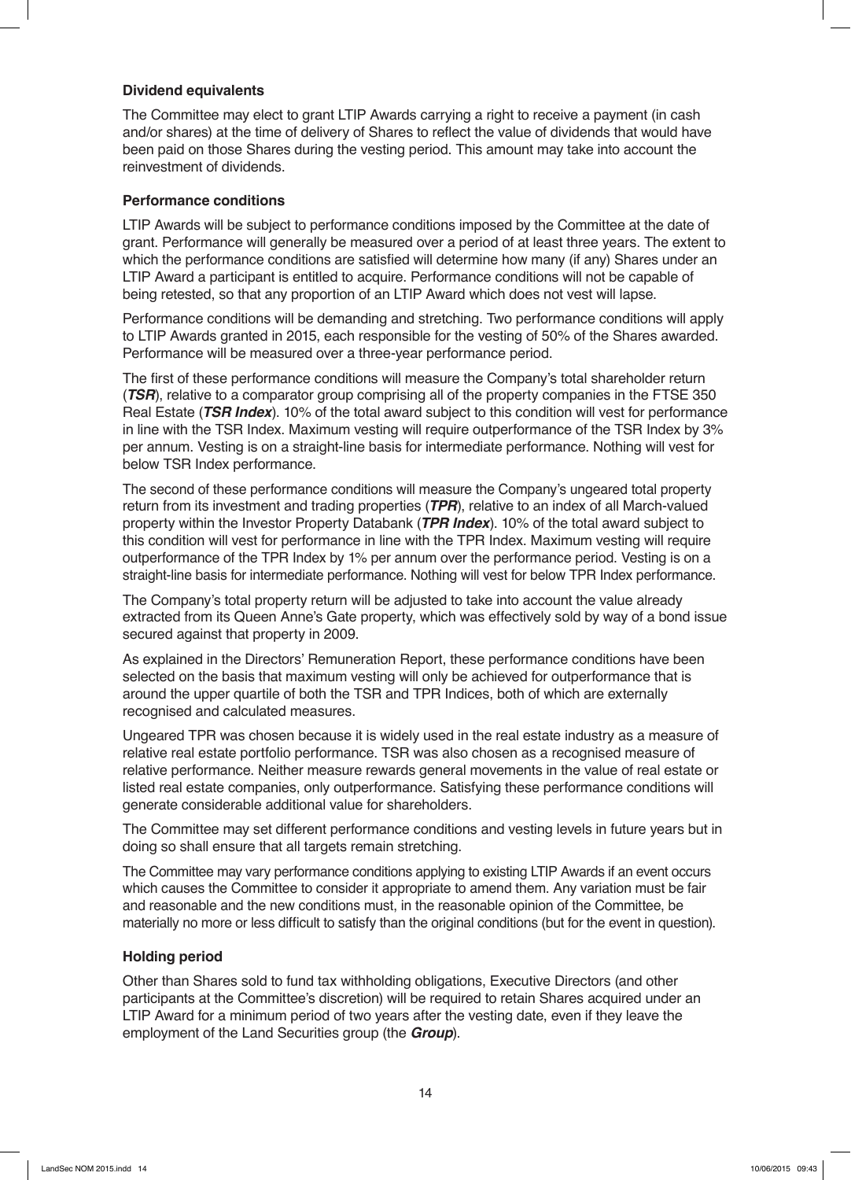### Dividend equivalents

The Committee may elect to grant LTIP Awards carrying a right to receive a payment (in cash and/or shares) at the time of delivery of Shares to reflect the value of dividends that would have been paid on those Shares during the vesting period. This amount may take into account the reinvestment of dividends.

### Performance conditions

LTIP Awards will be subject to performance conditions imposed by the Committee at the date of grant. Performance will generally be measured over a period of at least three years. The extent to which the performance conditions are satisfied will determine how many (if any) Shares under an LTIP Award a participant is entitled to acquire. Performance conditions will not be capable of being retested, so that any proportion of an LTIP Award which does not vest will lapse.

Performance conditions will be demanding and stretching. Two performance conditions will apply to LTIP Awards granted in 2015, each responsible for the vesting of 50% of the Shares awarded. Performance will be measured over a three-year performance period.

The first of these performance conditions will measure the Company's total shareholder return (***TSR***), relative to a comparator group comprising all of the property companies in the FTSE 350 Real Estate (***TSR Index***). 10% of the total award subject to this condition will vest for performance in line with the TSR Index. Maximum vesting will require outperformance of the TSR Index by 3% per annum. Vesting is on a straight-line basis for intermediate performance. Nothing will vest for below TSR Index performance.

The second of these performance conditions will measure the Company's ungeared total property return from its investment and trading properties (***TPR***), relative to an index of all March-valued property within the Investor Property Databank (***TPR Index***). 10% of the total award subject to this condition will vest for performance in line with the TPR Index. Maximum vesting will require outperformance of the TPR Index by 1% per annum over the performance period. Vesting is on a straight-line basis for intermediate performance. Nothing will vest for below TPR Index performance.

The Company's total property return will be adjusted to take into account the value already extracted from its Queen Anne's Gate property, which was effectively sold by way of a bond issue secured against that property in 2009.

As explained in the Directors' Remuneration Report, these performance conditions have been selected on the basis that maximum vesting will only be achieved for outperformance that is around the upper quartile of both the TSR and TPR Indices, both of which are externally recognised and calculated measures.

Ungeared TPR was chosen because it is widely used in the real estate industry as a measure of relative real estate portfolio performance. TSR was also chosen as a recognised measure of relative performance. Neither measure rewards general movements in the value of real estate or listed real estate companies, only outperformance. Satisfying these performance conditions will generate considerable additional value for shareholders.

The Committee may set different performance conditions and vesting levels in future years but in doing so shall ensure that all targets remain stretching.

The Committee may vary performance conditions applying to existing LTIP Awards if an event occurs which causes the Committee to consider it appropriate to amend them. Any variation must be fair and reasonable and the new conditions must, in the reasonable opinion of the Committee, be materially no more or less difficult to satisfy than the original conditions (but for the event in question).

### Holding period

Other than Shares sold to fund tax withholding obligations, Executive Directors (and other participants at the Committee's discretion) will be required to retain Shares acquired under an LTIP Award for a minimum period of two years after the vesting date, even if they leave the employment of the Land Securities group (the ***Group***).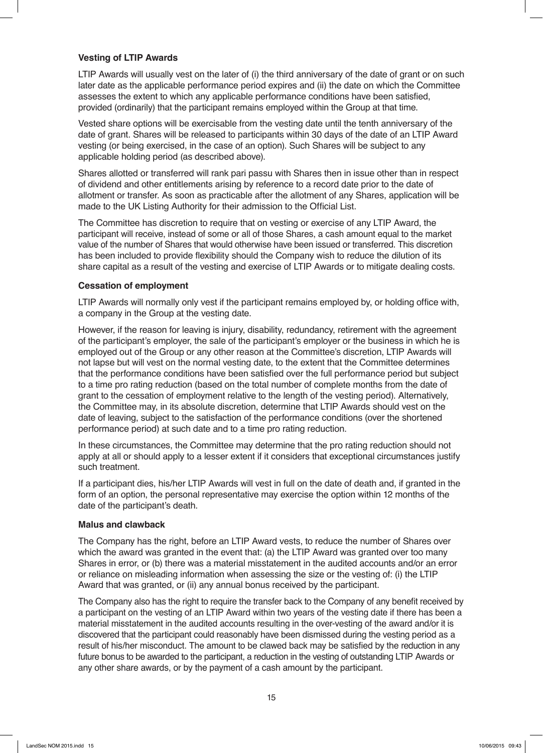**Vesting of LTIP Awards**

LTIP Awards will usually vest on the later of (i) the third anniversary of the date of grant or on such later date as the applicable performance period expires and (ii) the date on which the Committee assesses the extent to which any applicable performance conditions have been satisfied, provided (ordinarily) that the participant remains employed within the Group at that time.

Vested share options will be exercisable from the vesting date until the tenth anniversary of the date of grant. Shares will be released to participants within 30 days of the date of an LTIP Award vesting (or being exercised, in the case of an option). Such Shares will be subject to any applicable holding period (as described above).

Shares allotted or transferred will rank pari passu with Shares then in issue other than in respect of dividend and other entitlements arising by reference to a record date prior to the date of allotment or transfer. As soon as practicable after the allotment of any Shares, application will be made to the UK Listing Authority for their admission to the Official List.

The Committee has discretion to require that on vesting or exercise of any LTIP Award, the participant will receive, instead of some or all of those Shares, a cash amount equal to the market value of the number of Shares that would otherwise have been issued or transferred. This discretion has been included to provide flexibility should the Company wish to reduce the dilution of its share capital as a result of the vesting and exercise of LTIP Awards or to mitigate dealing costs.

**Cessation of employment**

LTIP Awards will normally only vest if the participant remains employed by, or holding office with, a company in the Group at the vesting date.

However, if the reason for leaving is injury, disability, redundancy, retirement with the agreement of the participant's employer, the sale of the participant's employer or the business in which he is employed out of the Group or any other reason at the Committee's discretion, LTIP Awards will not lapse but will vest on the normal vesting date, to the extent that the Committee determines that the performance conditions have been satisfied over the full performance period but subject to a time pro rating reduction (based on the total number of complete months from the date of grant to the cessation of employment relative to the length of the vesting period). Alternatively, the Committee may, in its absolute discretion, determine that LTIP Awards should vest on the date of leaving, subject to the satisfaction of the performance conditions (over the shortened performance period) at such date and to a time pro rating reduction.

In these circumstances, the Committee may determine that the pro rating reduction should not apply at all or should apply to a lesser extent if it considers that exceptional circumstances justify such treatment.

If a participant dies, his/her LTIP Awards will vest in full on the date of death and, if granted in the form of an option, the personal representative may exercise the option within 12 months of the date of the participant's death.

**Malus and clawback**

The Company has the right, before an LTIP Award vests, to reduce the number of Shares over which the award was granted in the event that: (a) the LTIP Award was granted over too many Shares in error, or (b) there was a material misstatement in the audited accounts and/or an error or reliance on misleading information when assessing the size or the vesting of: (i) the LTIP Award that was granted, or (ii) any annual bonus received by the participant.

The Company also has the right to require the transfer back to the Company of any benefit received by a participant on the vesting of an LTIP Award within two years of the vesting date if there has been a material misstatement in the audited accounts resulting in the over-vesting of the award and/or it is discovered that the participant could reasonably have been dismissed during the vesting period as a result of his/her misconduct. The amount to be clawed back may be satisfied by the reduction in any future bonus to be awarded to the participant, a reduction in the vesting of outstanding LTIP Awards or any other share awards, or by the payment of a cash amount by the participant.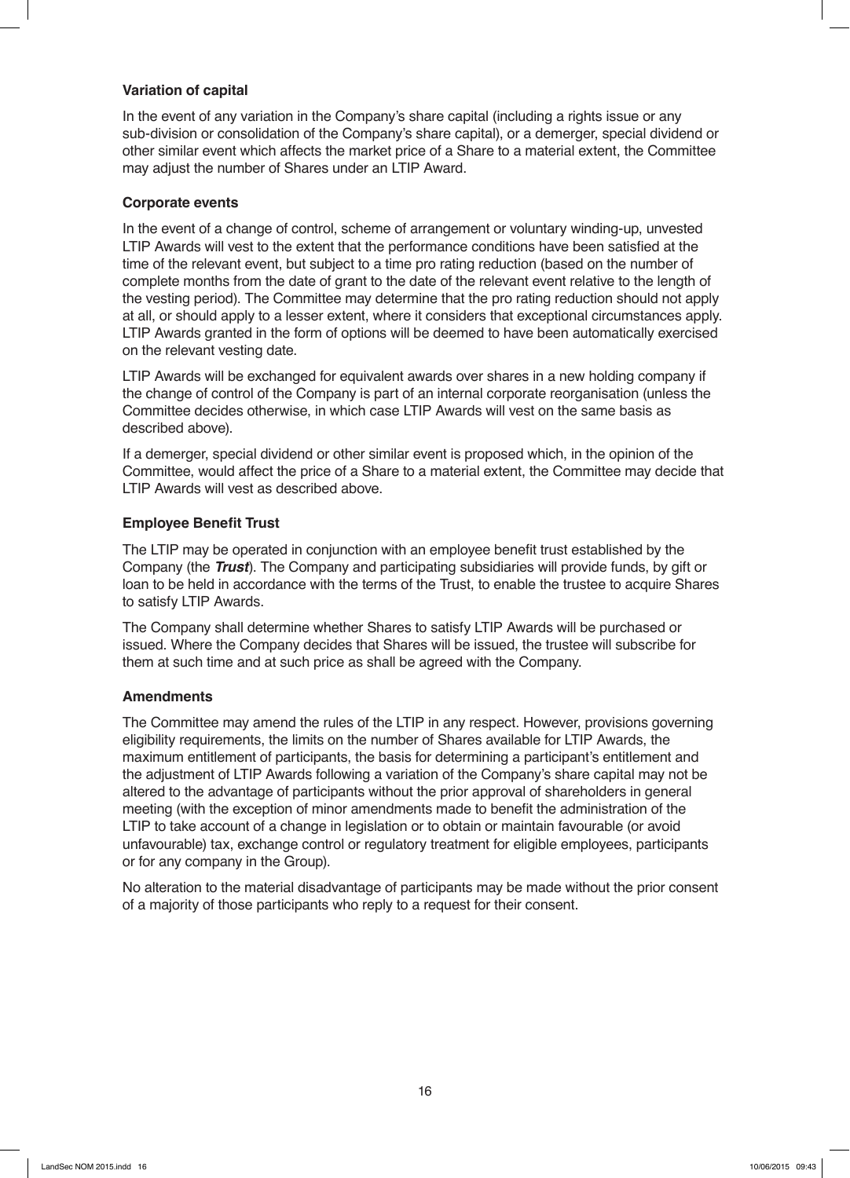**Variation of capital**

In the event of any variation in the Company's share capital (including a rights issue or any sub-division or consolidation of the Company's share capital), or a demerger, special dividend or other similar event which affects the market price of a Share to a material extent, the Committee may adjust the number of Shares under an LTIP Award.

**Corporate events**

In the event of a change of control, scheme of arrangement or voluntary winding-up, unvested LTIP Awards will vest to the extent that the performance conditions have been satisfied at the time of the relevant event, but subject to a time pro rating reduction (based on the number of complete months from the date of grant to the date of the relevant event relative to the length of the vesting period). The Committee may determine that the pro rating reduction should not apply at all, or should apply to a lesser extent, where it considers that exceptional circumstances apply. LTIP Awards granted in the form of options will be deemed to have been automatically exercised on the relevant vesting date.

LTIP Awards will be exchanged for equivalent awards over shares in a new holding company if the change of control of the Company is part of an internal corporate reorganisation (unless the Committee decides otherwise, in which case LTIP Awards will vest on the same basis as described above).

If a demerger, special dividend or other similar event is proposed which, in the opinion of the Committee, would affect the price of a Share to a material extent, the Committee may decide that LTIP Awards will vest as described above.

**Employee Benefit Trust**

The LTIP may be operated in conjunction with an employee benefit trust established by the Company (the ***Trust***). The Company and participating subsidiaries will provide funds, by gift or loan to be held in accordance with the terms of the Trust, to enable the trustee to acquire Shares to satisfy LTIP Awards.

The Company shall determine whether Shares to satisfy LTIP Awards will be purchased or issued. Where the Company decides that Shares will be issued, the trustee will subscribe for them at such time and at such price as shall be agreed with the Company.

**Amendments**

The Committee may amend the rules of the LTIP in any respect. However, provisions governing eligibility requirements, the limits on the number of Shares available for LTIP Awards, the maximum entitlement of participants, the basis for determining a participant's entitlement and the adjustment of LTIP Awards following a variation of the Company's share capital may not be altered to the advantage of participants without the prior approval of shareholders in general meeting (with the exception of minor amendments made to benefit the administration of the LTIP to take account of a change in legislation or to obtain or maintain favourable (or avoid unfavourable) tax, exchange control or regulatory treatment for eligible employees, participants or for any company in the Group).

No alteration to the material disadvantage of participants may be made without the prior consent of a majority of those participants who reply to a request for their consent.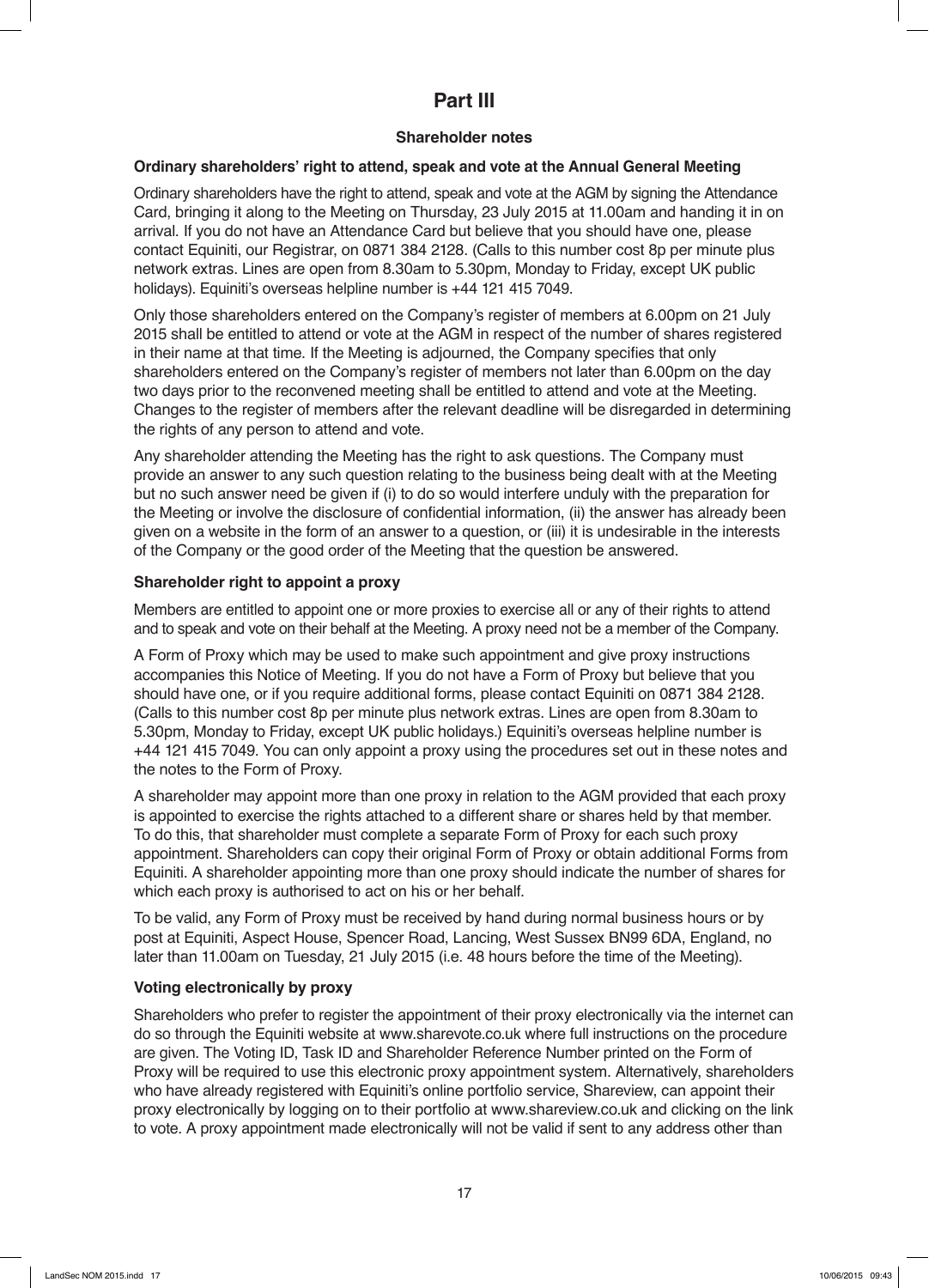# Part III

## Shareholder notes

### Ordinary shareholders' right to attend, speak and vote at the Annual General Meeting

Ordinary shareholders have the right to attend, speak and vote at the AGM by signing the Attendance Card, bringing it along to the Meeting on Thursday, 23 July 2015 at 11.00am and handing it in on arrival. If you do not have an Attendance Card but believe that you should have one, please contact Equiniti, our Registrar, on 0871 384 2128. (Calls to this number cost 8p per minute plus network extras. Lines are open from 8.30am to 5.30pm, Monday to Friday, except UK public holidays). Equiniti's overseas helpline number is +44 121 415 7049.

Only those shareholders entered on the Company's register of members at 6.00pm on 21 July 2015 shall be entitled to attend or vote at the AGM in respect of the number of shares registered in their name at that time. If the Meeting is adjourned, the Company specifies that only shareholders entered on the Company's register of members not later than 6.00pm on the day two days prior to the reconvened meeting shall be entitled to attend and vote at the Meeting. Changes to the register of members after the relevant deadline will be disregarded in determining the rights of any person to attend and vote.

Any shareholder attending the Meeting has the right to ask questions. The Company must provide an answer to any such question relating to the business being dealt with at the Meeting but no such answer need be given if (i) to do so would interfere unduly with the preparation for the Meeting or involve the disclosure of confidential information, (ii) the answer has already been given on a website in the form of an answer to a question, or (iii) it is undesirable in the interests of the Company or the good order of the Meeting that the question be answered.

### Shareholder right to appoint a proxy

Members are entitled to appoint one or more proxies to exercise all or any of their rights to attend and to speak and vote on their behalf at the Meeting. A proxy need not be a member of the Company.

A Form of Proxy which may be used to make such appointment and give proxy instructions accompanies this Notice of Meeting. If you do not have a Form of Proxy but believe that you should have one, or if you require additional forms, please contact Equiniti on 0871 384 2128. (Calls to this number cost 8p per minute plus network extras. Lines are open from 8.30am to 5.30pm, Monday to Friday, except UK public holidays.) Equiniti's overseas helpline number is +44 121 415 7049. You can only appoint a proxy using the procedures set out in these notes and the notes to the Form of Proxy.

A shareholder may appoint more than one proxy in relation to the AGM provided that each proxy is appointed to exercise the rights attached to a different share or shares held by that member. To do this, that shareholder must complete a separate Form of Proxy for each such proxy appointment. Shareholders can copy their original Form of Proxy or obtain additional Forms from Equiniti. A shareholder appointing more than one proxy should indicate the number of shares for which each proxy is authorised to act on his or her behalf.

To be valid, any Form of Proxy must be received by hand during normal business hours or by post at Equiniti, Aspect House, Spencer Road, Lancing, West Sussex BN99 6DA, England, no later than 11.00am on Tuesday, 21 July 2015 (i.e. 48 hours before the time of the Meeting).

### Voting electronically by proxy

Shareholders who prefer to register the appointment of their proxy electronically via the internet can do so through the Equiniti website at www.sharevote.co.uk where full instructions on the procedure are given. The Voting ID, Task ID and Shareholder Reference Number printed on the Form of Proxy will be required to use this electronic proxy appointment system. Alternatively, shareholders who have already registered with Equiniti's online portfolio service, Shareview, can appoint their proxy electronically by logging on to their portfolio at www.shareview.co.uk and clicking on the link to vote. A proxy appointment made electronically will not be valid if sent to any address other than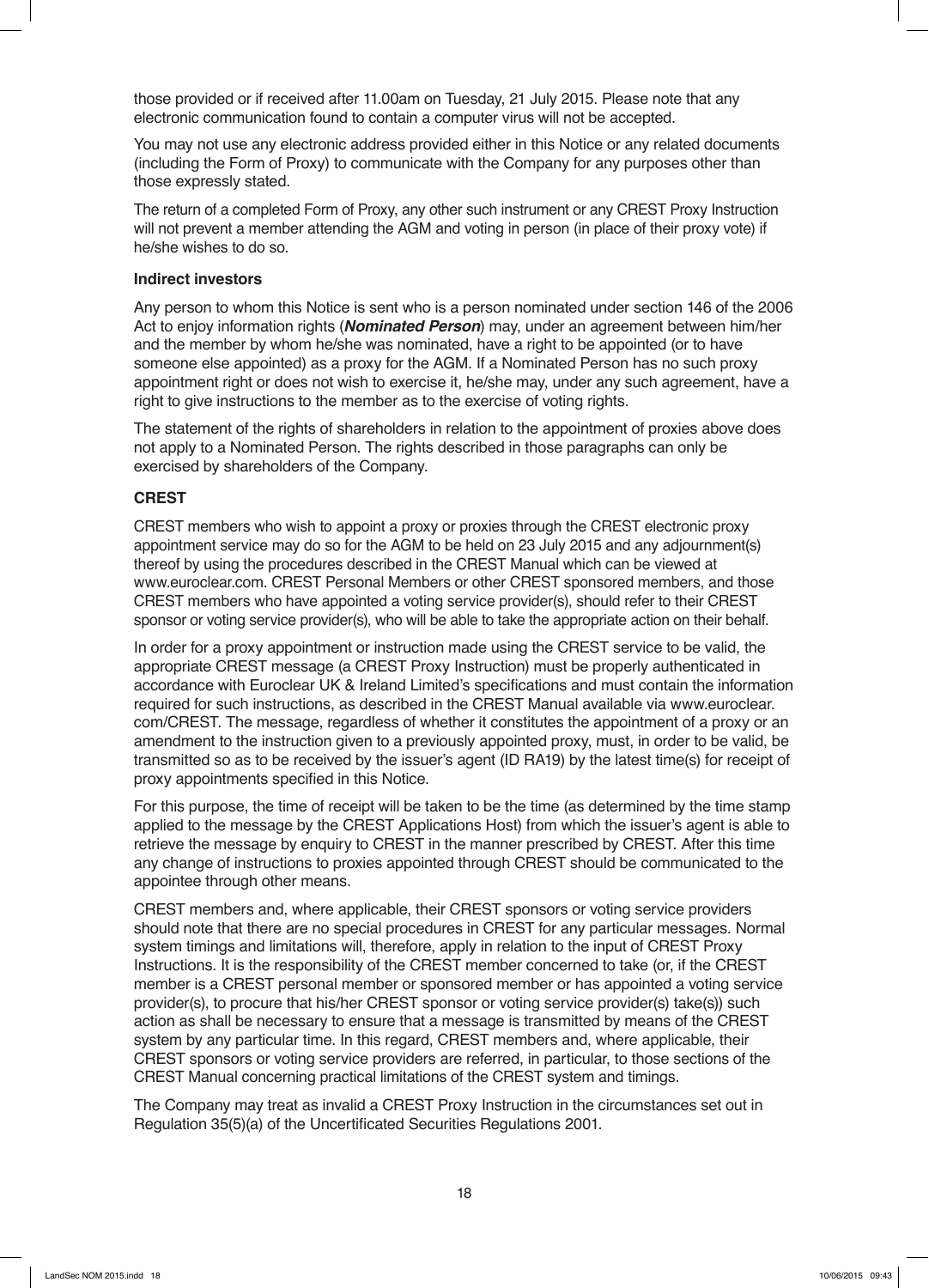those provided or if received after 11.00am on Tuesday, 21 July 2015. Please note that any electronic communication found to contain a computer virus will not be accepted.

You may not use any electronic address provided either in this Notice or any related documents (including the Form of Proxy) to communicate with the Company for any purposes other than those expressly stated.

The return of a completed Form of Proxy, any other such instrument or any CREST Proxy Instruction will not prevent a member attending the AGM and voting in person (in place of their proxy vote) if he/she wishes to do so.

**Indirect investors**

Any person to whom this Notice is sent who is a person nominated under section 146 of the 2006 Act to enjoy information rights (***Nominated Person***) may, under an agreement between him/her and the member by whom he/she was nominated, have a right to be appointed (or to have someone else appointed) as a proxy for the AGM. If a Nominated Person has no such proxy appointment right or does not wish to exercise it, he/she may, under any such agreement, have a right to give instructions to the member as to the exercise of voting rights.

The statement of the rights of shareholders in relation to the appointment of proxies above does not apply to a Nominated Person. The rights described in those paragraphs can only be exercised by shareholders of the Company.

**CREST**

CREST members who wish to appoint a proxy or proxies through the CREST electronic proxy appointment service may do so for the AGM to be held on 23 July 2015 and any adjournment(s) thereof by using the procedures described in the CREST Manual which can be viewed at www.euroclear.com. CREST Personal Members or other CREST sponsored members, and those CREST members who have appointed a voting service provider(s), should refer to their CREST sponsor or voting service provider(s), who will be able to take the appropriate action on their behalf.

In order for a proxy appointment or instruction made using the CREST service to be valid, the appropriate CREST message (a CREST Proxy Instruction) must be properly authenticated in accordance with Euroclear UK & Ireland Limited's specifications and must contain the information required for such instructions, as described in the CREST Manual available via www.euroclear.com/CREST. The message, regardless of whether it constitutes the appointment of a proxy or an amendment to the instruction given to a previously appointed proxy, must, in order to be valid, be transmitted so as to be received by the issuer's agent (ID RA19) by the latest time(s) for receipt of proxy appointments specified in this Notice.

For this purpose, the time of receipt will be taken to be the time (as determined by the time stamp applied to the message by the CREST Applications Host) from which the issuer's agent is able to retrieve the message by enquiry to CREST in the manner prescribed by CREST. After this time any change of instructions to proxies appointed through CREST should be communicated to the appointee through other means.

CREST members and, where applicable, their CREST sponsors or voting service providers should note that there are no special procedures in CREST for any particular messages. Normal system timings and limitations will, therefore, apply in relation to the input of CREST Proxy Instructions. It is the responsibility of the CREST member concerned to take (or, if the CREST member is a CREST personal member or sponsored member or has appointed a voting service provider(s), to procure that his/her CREST sponsor or voting service provider(s) take(s)) such action as shall be necessary to ensure that a message is transmitted by means of the CREST system by any particular time. In this regard, CREST members and, where applicable, their CREST sponsors or voting service providers are referred, in particular, to those sections of the CREST Manual concerning practical limitations of the CREST system and timings.

The Company may treat as invalid a CREST Proxy Instruction in the circumstances set out in Regulation 35(5)(a) of the Uncertificated Securities Regulations 2001.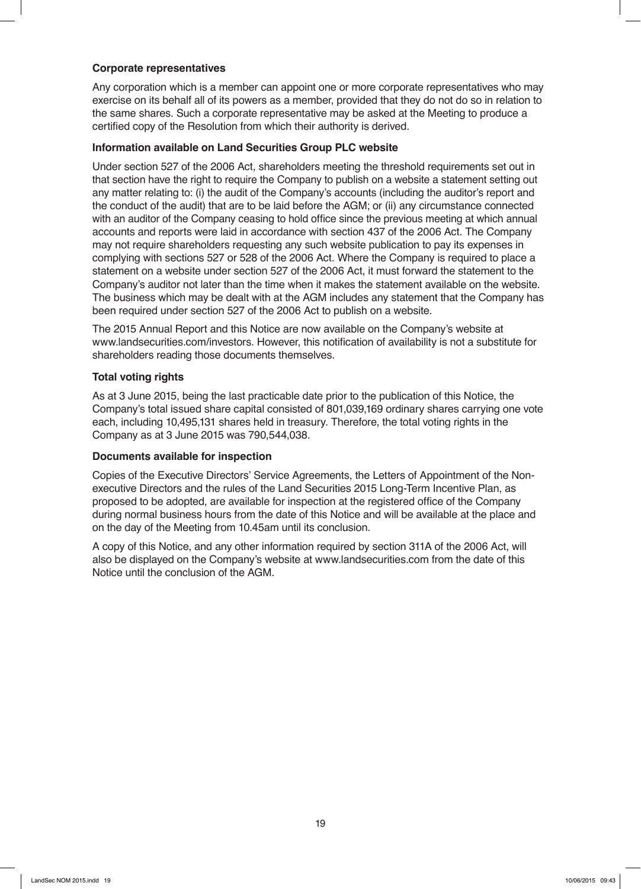**Corporate representatives**

Any corporation which is a member can appoint one or more corporate representatives who may exercise on its behalf all of its powers as a member, provided that they do not do so in relation to the same shares. Such a corporate representative may be asked at the Meeting to produce a certified copy of the Resolution from which their authority is derived.

**Information available on Land Securities Group PLC website**

Under section 527 of the 2006 Act, shareholders meeting the threshold requirements set out in that section have the right to require the Company to publish on a website a statement setting out any matter relating to: (i) the audit of the Company's accounts (including the auditor's report and the conduct of the audit) that are to be laid before the AGM; or (ii) any circumstance connected with an auditor of the Company ceasing to hold office since the previous meeting at which annual accounts and reports were laid in accordance with section 437 of the 2006 Act. The Company may not require shareholders requesting any such website publication to pay its expenses in complying with sections 527 or 528 of the 2006 Act. Where the Company is required to place a statement on a website under section 527 of the 2006 Act, it must forward the statement to the Company's auditor not later than the time when it makes the statement available on the website. The business which may be dealt with at the AGM includes any statement that the Company has been required under section 527 of the 2006 Act to publish on a website.

The 2015 Annual Report and this Notice are now available on the Company's website at www.landsecurities.com/investors. However, this notification of availability is not a substitute for shareholders reading those documents themselves.

**Total voting rights**

As at 3 June 2015, being the last practicable date prior to the publication of this Notice, the Company's total issued share capital consisted of 801,039,169 ordinary shares carrying one vote each, including 10,495,131 shares held in treasury. Therefore, the total voting rights in the Company as at 3 June 2015 was 790,544,038.

**Documents available for inspection**

Copies of the Executive Directors' Service Agreements, the Letters of Appointment of the Non-executive Directors and the rules of the Land Securities 2015 Long-Term Incentive Plan, as proposed to be adopted, are available for inspection at the registered office of the Company during normal business hours from the date of this Notice and will be available at the place and on the day of the Meeting from 10.45am until its conclusion.

A copy of this Notice, and any other information required by section 311A of the 2006 Act, will also be displayed on the Company's website at www.landsecurities.com from the date of this Notice until the conclusion of the AGM.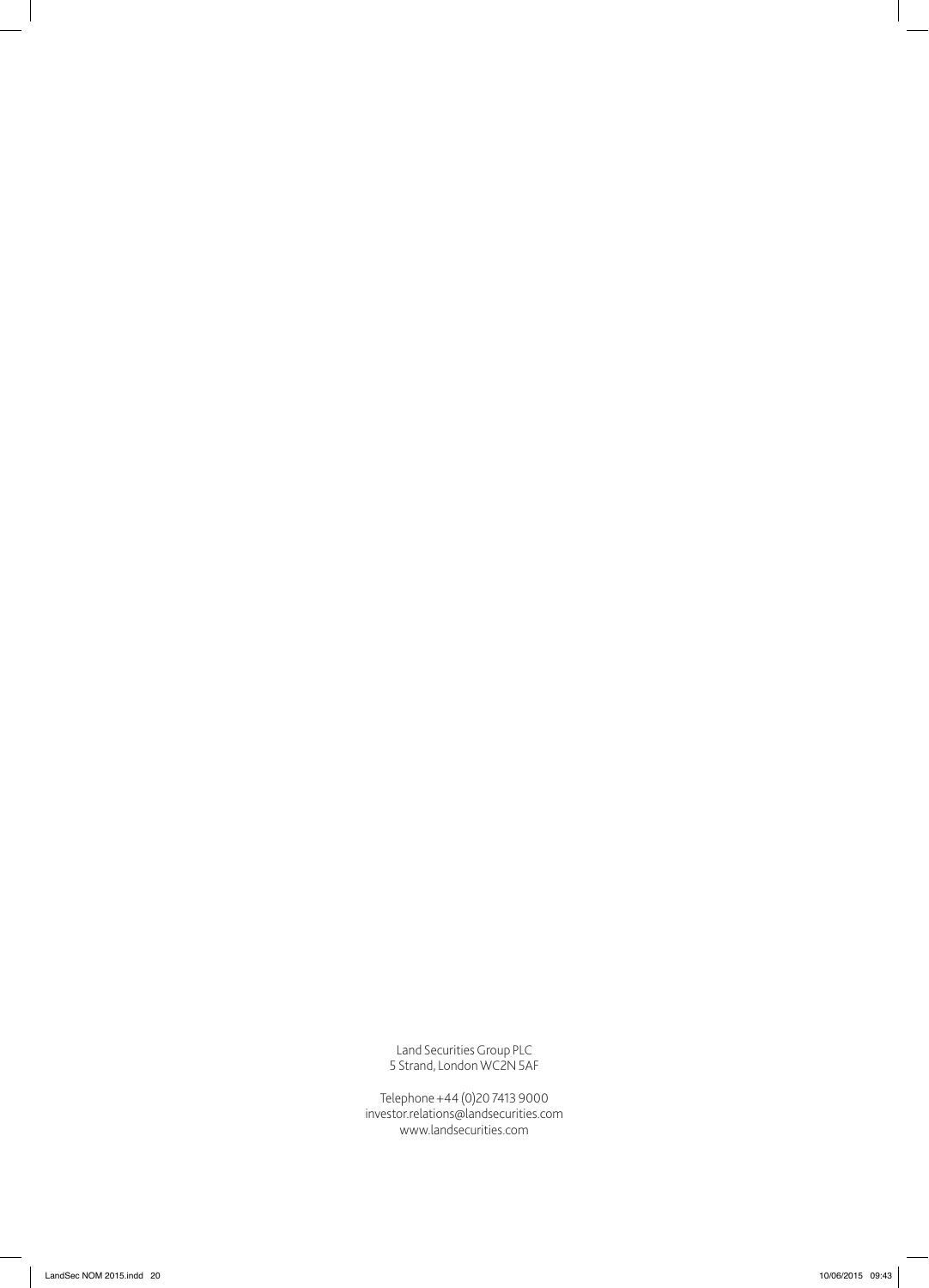Land Securities Group PLC
5 Strand, London WC2N 5AF

Telephone +44 (0)20 7413 9000
investor.relations@landsecurities.com
www.landsecurities.com